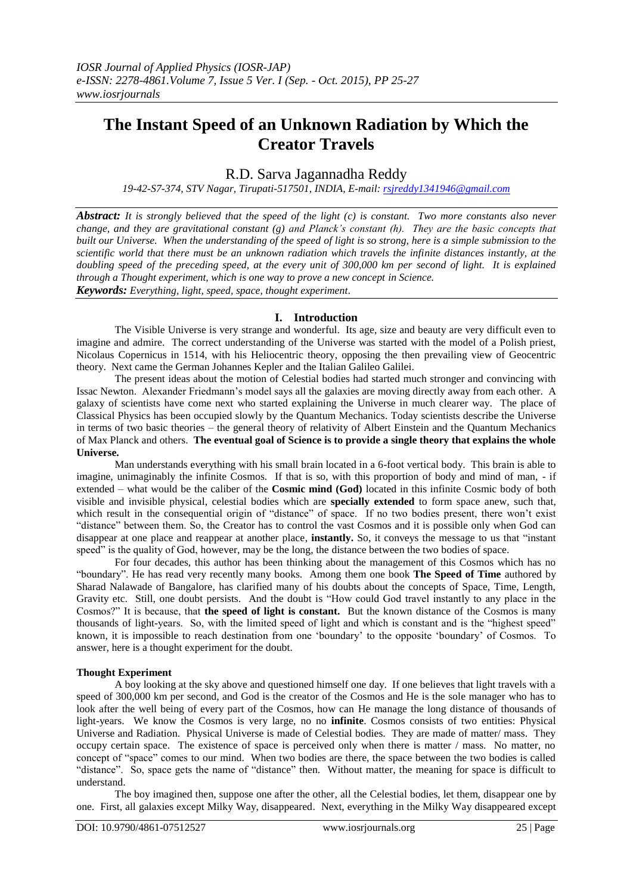# The Instant Speed of an Unknown Radiation by Which the Creator Travels

## R.D. Sarva Jagannadha Reddy

*19-42-S7-374, STV Nagar, Tirupati-517501, INDIA, E-mail: rsjreddy1341946@gmail.com*

***Abstract:*** *It is strongly believed that the speed of the light (c) is constant. Two more constants also never change, and they are gravitational constant (g) and Planck's constant (h). They are the basic concepts that built our Universe. When the understanding of the speed of light is so strong, here is a simple submission to the scientific world that there must be an unknown radiation which travels the infinite distances instantly, at the doubling speed of the preceding speed, at the every unit of 300,000 km per second of light. It is explained through a Thought experiment, which is one way to prove a new concept in Science.*

***Keywords:*** *Everything, light, speed, space, thought experiment.*

## I. Introduction

The Visible Universe is very strange and wonderful. Its age, size and beauty are very difficult even to imagine and admire. The correct understanding of the Universe was started with the model of a Polish priest, Nicolaus Copernicus in 1514, with his Heliocentric theory, opposing the then prevailing view of Geocentric theory. Next came the German Johannes Kepler and the Italian Galileo Galilei.

The present ideas about the motion of Celestial bodies had started much stronger and convincing with Issac Newton. Alexander Friedmann's model says all the galaxies are moving directly away from each other. A galaxy of scientists have come next who started explaining the Universe in much clearer way. The place of Classical Physics has been occupied slowly by the Quantum Mechanics. Today scientists describe the Universe in terms of two basic theories – the general theory of relativity of Albert Einstein and the Quantum Mechanics of Max Planck and others. **The eventual goal of Science is to provide a single theory that explains the whole Universe.**

Man understands everything with his small brain located in a 6-foot vertical body. This brain is able to imagine, unimaginably the infinite Cosmos. If that is so, with this proportion of body and mind of man, - if extended – what would be the caliber of the **Cosmic mind (God)** located in this infinite Cosmic body of both visible and invisible physical, celestial bodies which are **specially extended** to form space anew, such that, which result in the consequential origin of "distance" of space. If no two bodies present, there won't exist "distance" between them. So, the Creator has to control the vast Cosmos and it is possible only when God can disappear at one place and reappear at another place, **instantly.** So, it conveys the message to us that "instant speed" is the quality of God, however, may be the long, the distance between the two bodies of space.

For four decades, this author has been thinking about the management of this Cosmos which has no "boundary". He has read very recently many books. Among them one book **The Speed of Time** authored by Sharad Nalawade of Bangalore, has clarified many of his doubts about the concepts of Space, Time, Length, Gravity etc. Still, one doubt persists. And the doubt is "How could God travel instantly to any place in the Cosmos?" It is because, that **the speed of light is constant.** But the known distance of the Cosmos is many thousands of light-years. So, with the limited speed of light and which is constant and is the "highest speed" known, it is impossible to reach destination from one 'boundary' to the opposite 'boundary' of Cosmos. To answer, here is a thought experiment for the doubt.

**Thought Experiment**

A boy looking at the sky above and questioned himself one day. If one believes that light travels with a speed of 300,000 km per second, and God is the creator of the Cosmos and He is the sole manager who has to look after the well being of every part of the Cosmos, how can He manage the long distance of thousands of light-years. We know the Cosmos is very large, no no **infinite**. Cosmos consists of two entities: Physical Universe and Radiation. Physical Universe is made of Celestial bodies. They are made of matter/ mass. They occupy certain space. The existence of space is perceived only when there is matter / mass. No matter, no concept of "space" comes to our mind. When two bodies are there, the space between the two bodies is called "distance". So, space gets the name of "distance" then. Without matter, the meaning for space is difficult to understand.

The boy imagined then, suppose one after the other, all the Celestial bodies, let them, disappear one by one. First, all galaxies except Milky Way, disappeared. Next, everything in the Milky Way disappeared except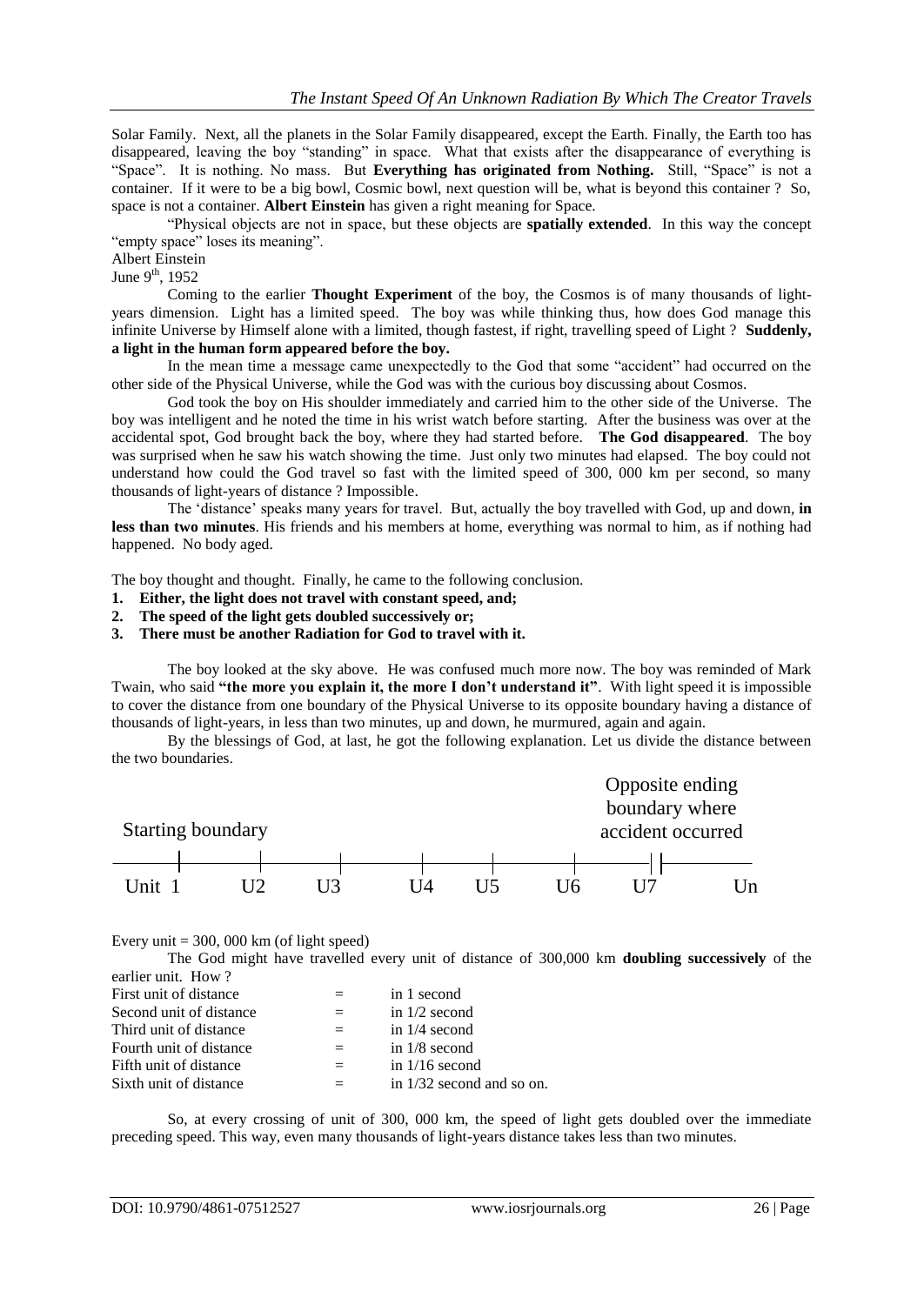Solar Family. Next, all the planets in the Solar Family disappeared, except the Earth. Finally, the Earth too has disappeared, leaving the boy "standing" in space. What that exists after the disappearance of everything is "Space". It is nothing. No mass. But **Everything has originated from Nothing.** Still, "Space" is not a container. If it were to be a big bowl, Cosmic bowl, next question will be, what is beyond this container ? So, space is not a container. **Albert Einstein** has given a right meaning for Space.

"Physical objects are not in space, but these objects are **spatially extended**. In this way the concept "empty space" loses its meaning".

Albert Einstein
June 9th, 1952

Coming to the earlier **Thought Experiment** of the boy, the Cosmos is of many thousands of light-years dimension. Light has a limited speed. The boy was while thinking thus, how does God manage this infinite Universe by Himself alone with a limited, though fastest, if right, travelling speed of Light ? **Suddenly, a light in the human form appeared before the boy.**

In the mean time a message came unexpectedly to the God that some "accident" had occurred on the other side of the Physical Universe, while the God was with the curious boy discussing about Cosmos.

God took the boy on His shoulder immediately and carried him to the other side of the Universe. The boy was intelligent and he noted the time in his wrist watch before starting. After the business was over at the accidental spot, God brought back the boy, where they had started before. **The God disappeared**. The boy was surprised when he saw his watch showing the time. Just only two minutes had elapsed. The boy could not understand how could the God travel so fast with the limited speed of 300, 000 km per second, so many thousands of light-years of distance ? Impossible.

The 'distance' speaks many years for travel. But, actually the boy travelled with God, up and down, **in less than two minutes**. His friends and his members at home, everything was normal to him, as if nothing had happened. No body aged.

The boy thought and thought. Finally, he came to the following conclusion.

1. **Either, the light does not travel with constant speed, and;**
2. **The speed of the light gets doubled successively or;**
3. **There must be another Radiation for God to travel with it.**

The boy looked at the sky above. He was confused much more now. The boy was reminded of Mark Twain, who said **"the more you explain it, the more I don't understand it"**. With light speed it is impossible to cover the distance from one boundary of the Physical Universe to its opposite boundary having a distance of thousands of light-years, in less than two minutes, up and down, he murmured, again and again.

By the blessings of God, at last, he got the following explanation. Let us divide the distance between the two boundaries.

Starting boundary — Opposite ending boundary where accident occurred

Unit 1 | U2 | U3 | U4 | U5 | U6 | U7 || Un

Every unit = 300, 000 km (of light speed)

The God might have travelled every unit of distance of 300,000 km **doubling successively** of the earlier unit. How ?

| | | |
|---|---|---|
| First unit of distance | = | in 1 second |
| Second unit of distance | = | in 1/2 second |
| Third unit of distance | = | in 1/4 second |
| Fourth unit of distance | = | in 1/8 second |
| Fifth unit of distance | = | in 1/16 second |
| Sixth unit of distance | = | in 1/32 second and so on. |

So, at every crossing of unit of 300, 000 km, the speed of light gets doubled over the immediate preceding speed. This way, even many thousands of light-years distance takes less than two minutes.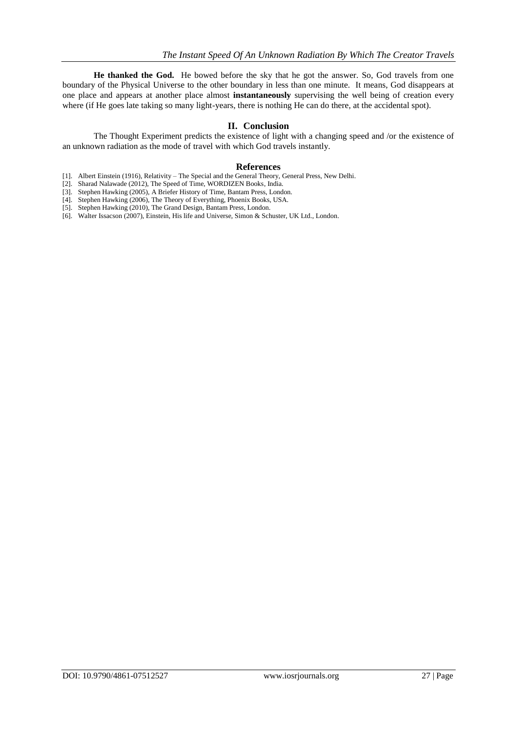**He thanked the God.** He bowed before the sky that he got the answer. So, God travels from one boundary of the Physical Universe to the other boundary in less than one minute. It means, God disappears at one place and appears at another place almost **instantaneously** supervising the well being of creation every where (if He goes late taking so many light-years, there is nothing He can do there, at the accidental spot).

## II. Conclusion

The Thought Experiment predicts the existence of light with a changing speed and /or the existence of an unknown radiation as the mode of travel with which God travels instantly.

## References

[1]. Albert Einstein (1916), Relativity – The Special and the General Theory, General Press, New Delhi.
[2]. Sharad Nalawade (2012), The Speed of Time, WORDIZEN Books, India.
[3]. Stephen Hawking (2005), A Briefer History of Time, Bantam Press, London.
[4]. Stephen Hawking (2006), The Theory of Everything, Phoenix Books, USA.
[5]. Stephen Hawking (2010), The Grand Design, Bantam Press, London.
[6]. Walter Issacson (2007), Einstein, His life and Universe, Simon & Schuster, UK Ltd., London.